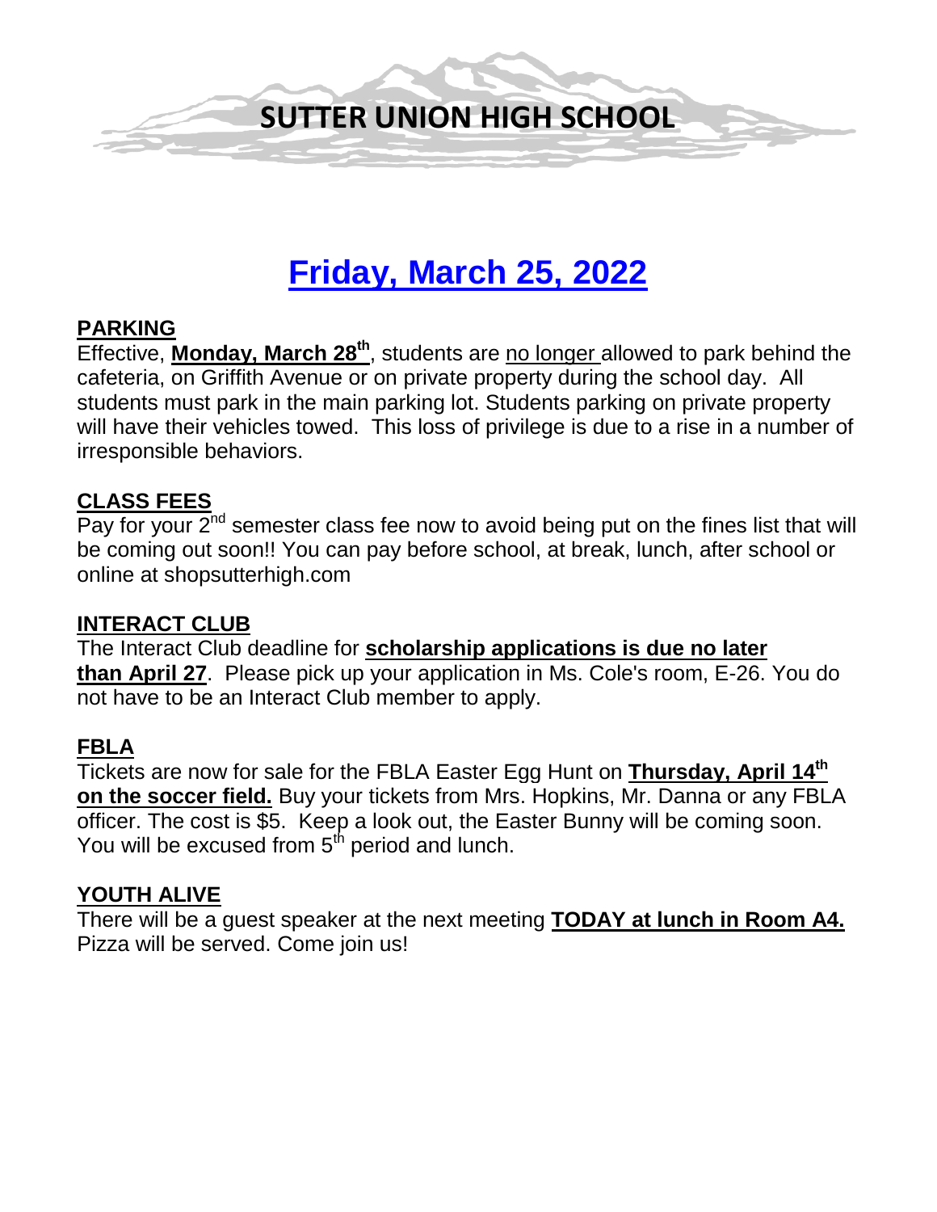# SUTTER UNION HIGH SCHOOL

## Friday, March 25, 2022

### PARKING

Effective, **Monday, March 28th**, students are no longer allowed to park behind the cafeteria, on Griffith Avenue or on private property during the school day. All students must park in the main parking lot. Students parking on private property will have their vehicles towed. This loss of privilege is due to a rise in a number of irresponsible behaviors.

### CLASS FEES

Pay for your 2nd semester class fee now to avoid being put on the fines list that will be coming out soon!! You can pay before school, at break, lunch, after school or online at shopsutterhigh.com

### INTERACT CLUB

The Interact Club deadline for **scholarship applications is due no later than April 27**. Please pick up your application in Ms. Cole's room, E-26. You do not have to be an Interact Club member to apply.

### FBLA

Tickets are now for sale for the FBLA Easter Egg Hunt on **Thursday, April 14th on the soccer field.** Buy your tickets from Mrs. Hopkins, Mr. Danna or any FBLA officer. The cost is $5. Keep a look out, the Easter Bunny will be coming soon. You will be excused from 5th period and lunch.

### YOUTH ALIVE

There will be a guest speaker at the next meeting **TODAY at lunch in Room A4.** Pizza will be served. Come join us!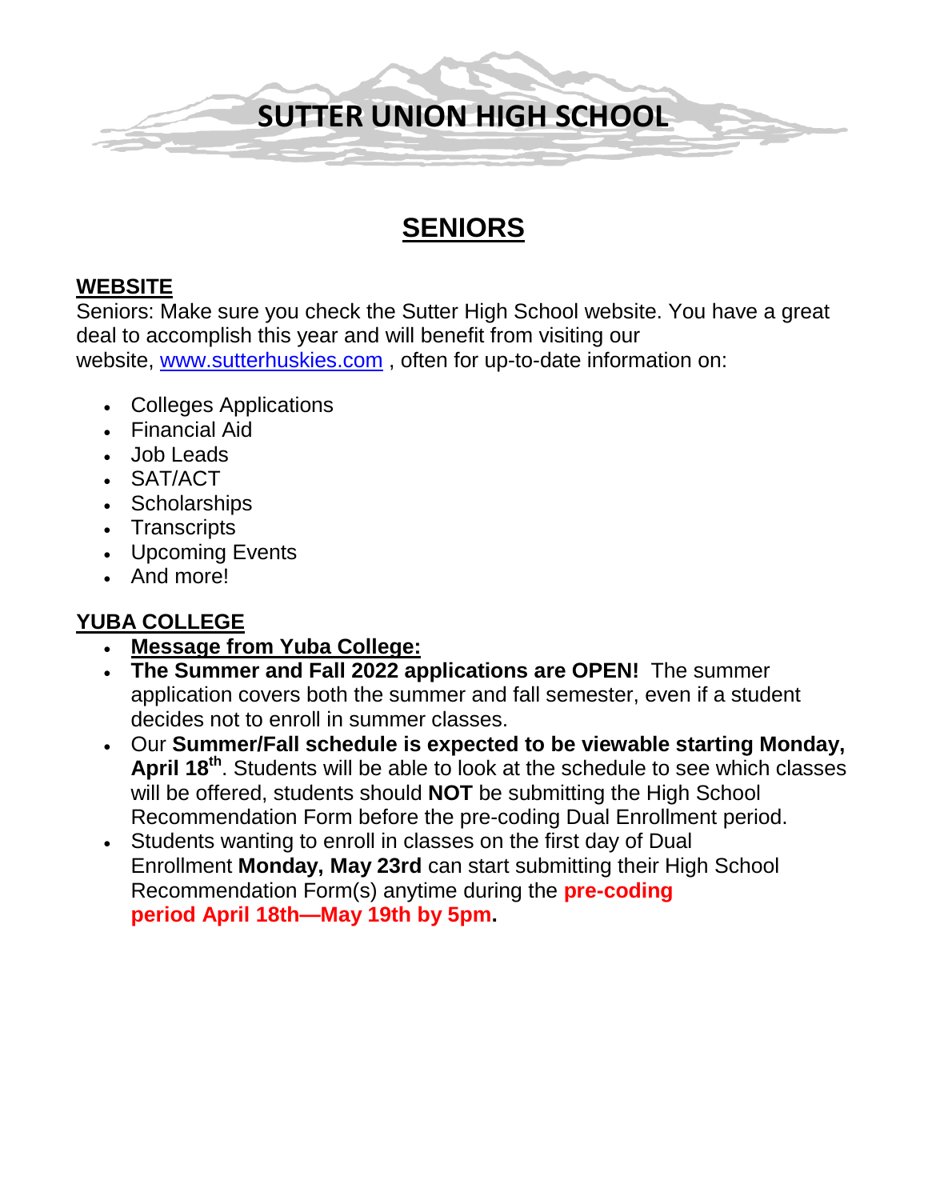# SUTTER UNION HIGH SCHOOL

## SENIORS

### WEBSITE

Seniors: Make sure you check the Sutter High School website. You have a great deal to accomplish this year and will benefit from visiting our website, [www.sutterhuskies.com](http://www.sutterhuskies.com) , often for up-to-date information on:

- Colleges Applications
- Financial Aid
- Job Leads
- SAT/ACT
- Scholarships
- Transcripts
- Upcoming Events
- And more!

### YUBA COLLEGE

- **Message from Yuba College:**
- **The Summer and Fall 2022 applications are OPEN!** The summer application covers both the summer and fall semester, even if a student decides not to enroll in summer classes.
- Our **Summer/Fall schedule is expected to be viewable starting Monday, April 18th**. Students will be able to look at the schedule to see which classes will be offered, students should **NOT** be submitting the High School Recommendation Form before the pre-coding Dual Enrollment period.
- Students wanting to enroll in classes on the first day of Dual Enrollment **Monday, May 23rd** can start submitting their High School Recommendation Form(s) anytime during the **pre-coding period April 18th—May 19th by 5pm.**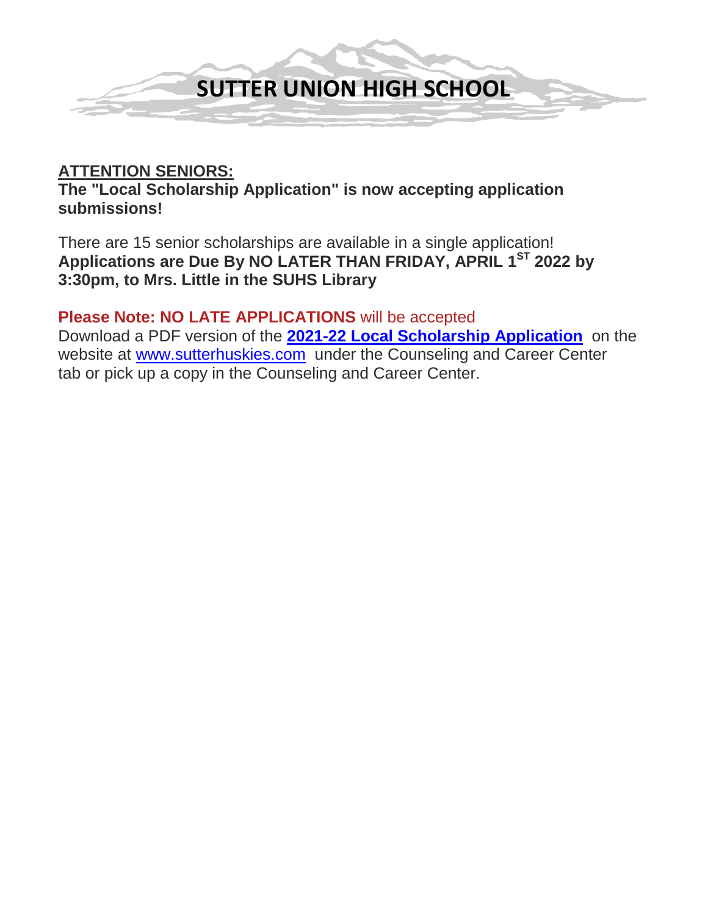# SUTTER UNION HIGH SCHOOL

**ATTENTION SENIORS:**
**The "Local Scholarship Application" is now accepting application submissions!**

There are 15 senior scholarships are available in a single application!
**Applications are Due By NO LATER THAN FRIDAY, APRIL 1ST 2022 by 3:30pm, to Mrs. Little in the SUHS Library**

**Please Note: NO LATE APPLICATIONS** will be accepted
Download a PDF version of the **2021-22 Local Scholarship Application** on the website at www.sutterhuskies.com under the Counseling and Career Center tab or pick up a copy in the Counseling and Career Center.